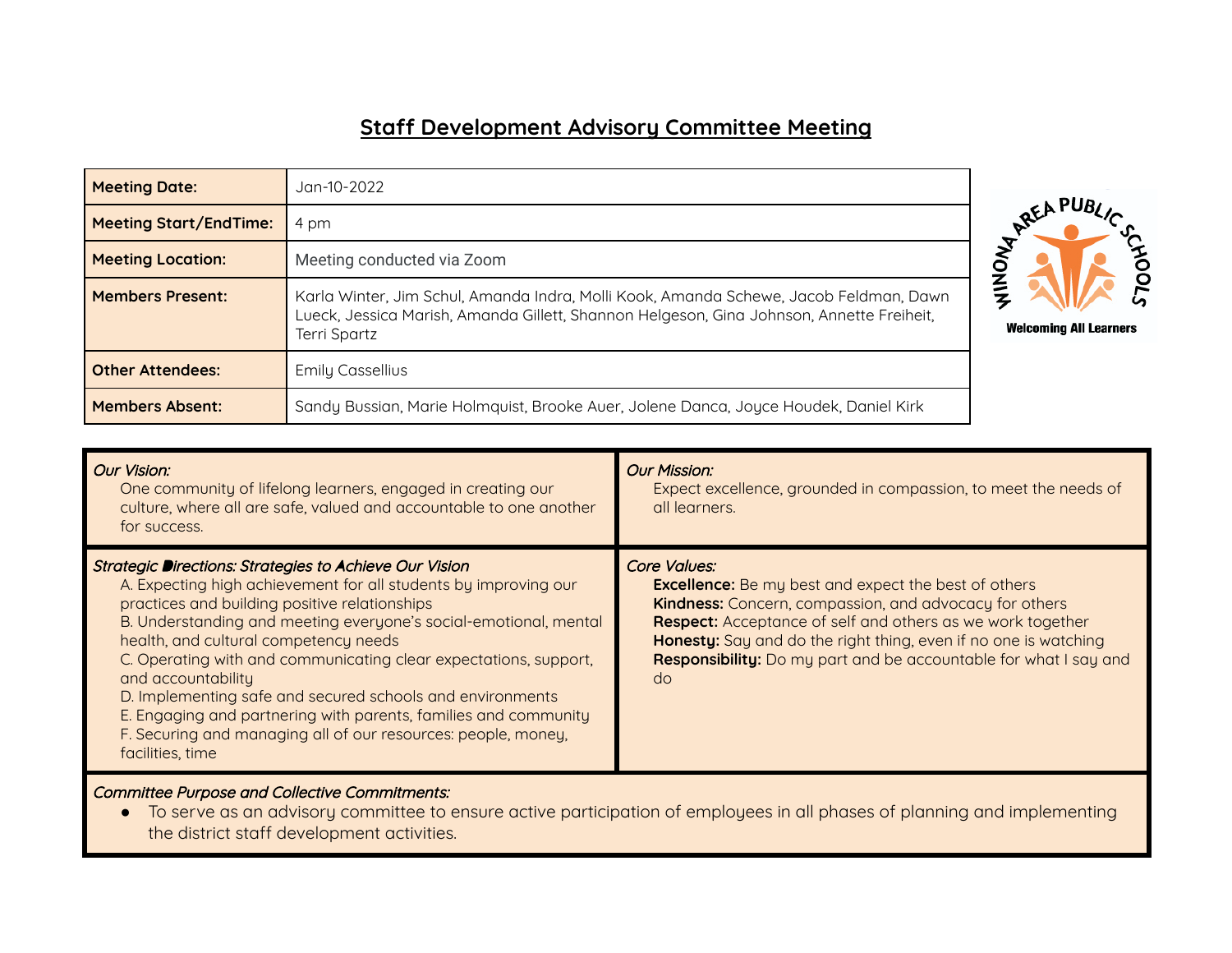# Staff Development Advisory Committee Meeting

| Meeting Date: | Jan-10-2022 |
|---|---|
| Meeting Start/EndTime: | 4 pm |
| Meeting Location: | Meeting conducted via Zoom |
| Members Present: | Karla Winter, Jim Schul, Amanda Indra, Molli Kook, Amanda Schewe, Jacob Feldman, Dawn Lueck, Jessica Marish, Amanda Gillett, Shannon Helgeson, Gina Johnson, Annette Freiheit, Terri Spartz |
| Other Attendees: | Emily Cassellius |
| Members Absent: | Sandy Bussian, Marie Holmquist, Brooke Auer, Jolene Danca, Joyce Houdek, Daniel Kirk |

WINONA AREA PUBLIC SCHOOLS
Welcoming All Learners

*Our Vision:*
One community of lifelong learners, engaged in creating our culture, where all are safe, valued and accountable to one another for success.

*Our Mission:*
Expect excellence, grounded in compassion, to meet the needs of all learners.

*Strategic Directions: Strategies to Achieve Our Vision*
A. Expecting high achievement for all students by improving our practices and building positive relationships
B. Understanding and meeting everyone's social-emotional, mental health, and cultural competency needs
C. Operating with and communicating clear expectations, support, and accountability
D. Implementing safe and secured schools and environments
E. Engaging and partnering with parents, families and community
F. Securing and managing all of our resources: people, money, facilities, time

*Core Values:*
**Excellence:** Be my best and expect the best of others
**Kindness:** Concern, compassion, and advocacy for others
**Respect:** Acceptance of self and others as we work together
**Honesty:** Say and do the right thing, even if no one is watching
**Responsibility:** Do my part and be accountable for what I say and do

*Committee Purpose and Collective Commitments:*
- To serve as an advisory committee to ensure active participation of employees in all phases of planning and implementing the district staff development activities.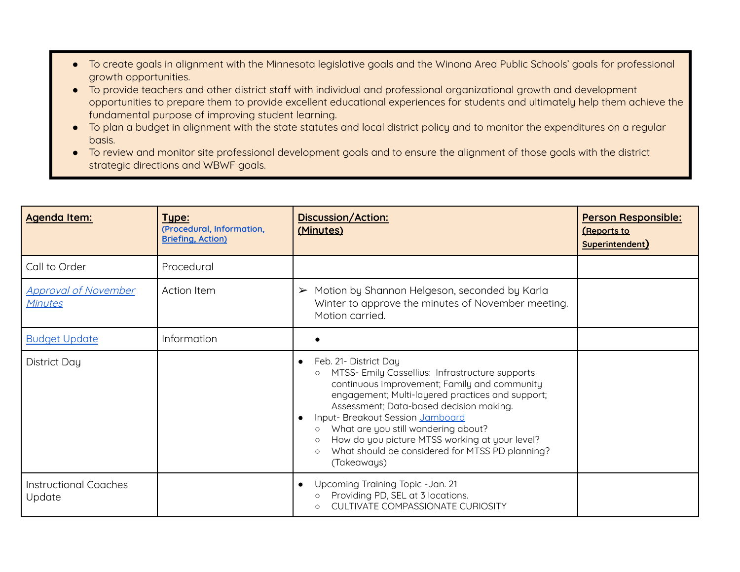- To create goals in alignment with the Minnesota legislative goals and the Winona Area Public Schools' goals for professional growth opportunities.
- To provide teachers and other district staff with individual and professional organizational growth and development opportunities to prepare them to provide excellent educational experiences for students and ultimately help them achieve the fundamental purpose of improving student learning.
- To plan a budget in alignment with the state statutes and local district policy and to monitor the expenditures on a regular basis.
- To review and monitor site professional development goals and to ensure the alignment of those goals with the district strategic directions and WBWF goals.

| **Agenda Item:** | **Type:** (Procedural, Information, Briefing, Action) | **Discussion/Action: (Minutes)** | **Person Responsible: (Reports to Superintendent)** |
|---|---|---|---|
| Call to Order | Procedural | | |
| *Approval of November Minutes* | Action Item | ➢ Motion by Shannon Helgeson, seconded by Karla Winter to approve the minutes of November meeting. Motion carried. | |
| Budget Update | Information | • | |
| District Day | | • Feb. 21- District Day<br>○ MTSS- Emily Cassellius: Infrastructure supports continuous improvement; Family and community engagement; Multi-layered practices and support; Assessment; Data-based decision making.<br>• Input- Breakout Session Jamboard<br>○ What are you still wondering about?<br>○ How do you picture MTSS working at your level?<br>○ What should be considered for MTSS PD planning? (Takeaways) | |
| Instructional Coaches Update | | • Upcoming Training Topic -Jan. 21<br>○ Providing PD, SEL at 3 locations.<br>○ CULTIVATE COMPASSIONATE CURIOSITY | |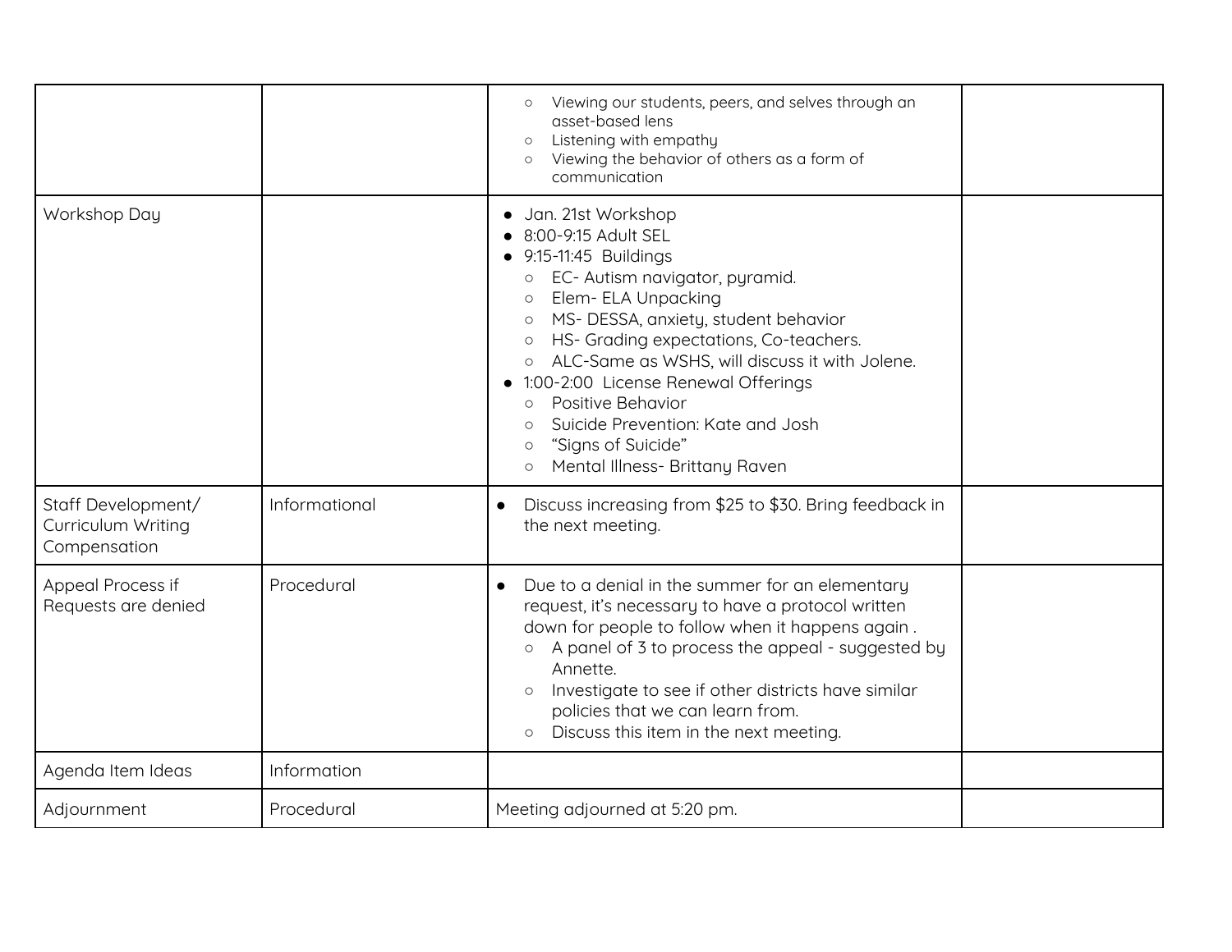| | | | |
|---|---|---|---|
| | | ○ Viewing our students, peers, and selves through an asset-based lens<br>○ Listening with empathy<br>○ Viewing the behavior of others as a form of communication | |
| Workshop Day | | ● Jan. 21st Workshop<br>● 8:00-9:15 Adult SEL<br>● 9:15-11:45 Buildings<br>○ EC- Autism navigator, pyramid.<br>○ Elem- ELA Unpacking<br>○ MS- DESSA, anxiety, student behavior<br>○ HS- Grading expectations, Co-teachers.<br>○ ALC-Same as WSHS, will discuss it with Jolene.<br>● 1:00-2:00 License Renewal Offerings<br>○ Positive Behavior<br>○ Suicide Prevention: Kate and Josh<br>○ "Signs of Suicide"<br>○ Mental Illness- Brittany Raven | |
| Staff Development/ Curriculum Writing Compensation | Informational | ● Discuss increasing from $25 to $30. Bring feedback in the next meeting. | |
| Appeal Process if Requests are denied | Procedural | ● Due to a denial in the summer for an elementary request, it's necessary to have a protocol written down for people to follow when it happens again .<br>○ A panel of 3 to process the appeal - suggested by Annette.<br>○ Investigate to see if other districts have similar policies that we can learn from.<br>○ Discuss this item in the next meeting. | |
| Agenda Item Ideas | Information | | |
| Adjournment | Procedural | Meeting adjourned at 5:20 pm. | |